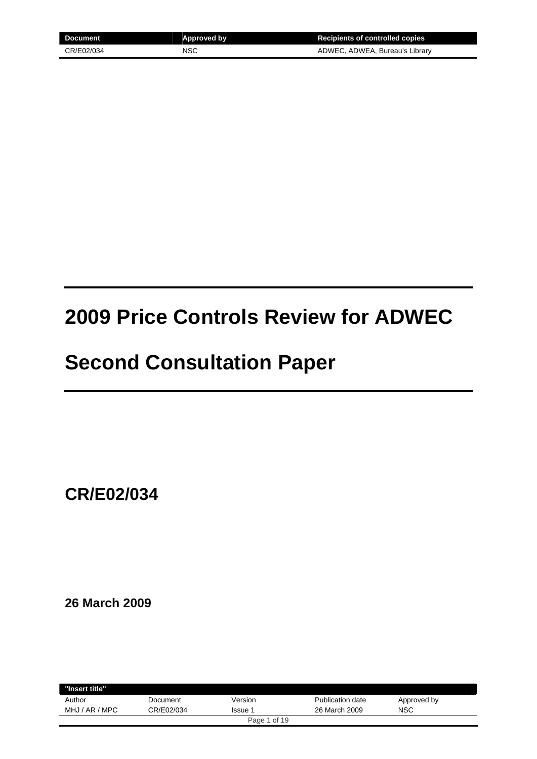# 2009 Price Controls Review for ADWEC

# Second Consultation Paper

## CR/E02/034

**26 March 2009**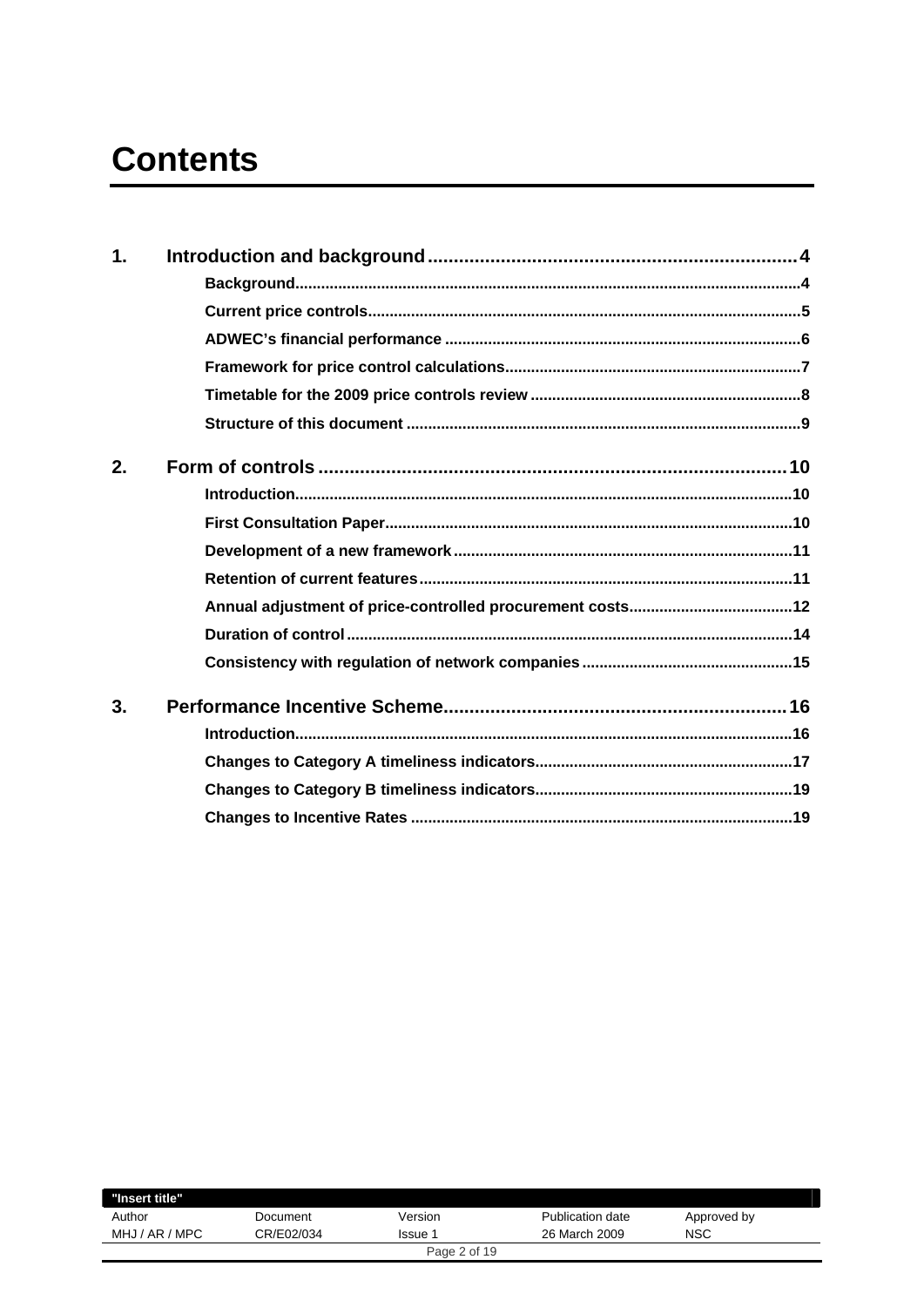# Contents

**1. Introduction and background ..... 4**

- Background ..... 4
- Current price controls ..... 5
- ADWEC's financial performance ..... 6
- Framework for price control calculations ..... 7
- Timetable for the 2009 price controls review ..... 8
- Structure of this document ..... 9

**2. Form of controls ..... 10**

- Introduction ..... 10
- First Consultation Paper ..... 10
- Development of a new framework ..... 11
- Retention of current features ..... 11
- Annual adjustment of price-controlled procurement costs ..... 12
- Duration of control ..... 14
- Consistency with regulation of network companies ..... 15

**3. Performance Incentive Scheme ..... 16**

- Introduction ..... 16
- Changes to Category A timeliness indicators ..... 17
- Changes to Category B timeliness indicators ..... 19
- Changes to Incentive Rates ..... 19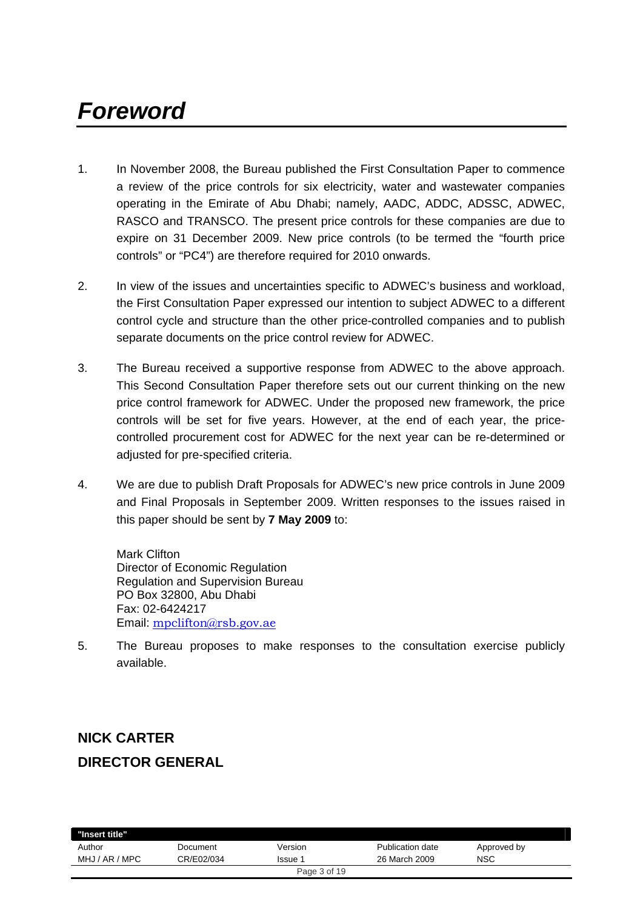# *Foreword*

1. In November 2008, the Bureau published the First Consultation Paper to commence a review of the price controls for six electricity, water and wastewater companies operating in the Emirate of Abu Dhabi; namely, AADC, ADDC, ADSSC, ADWEC, RASCO and TRANSCO. The present price controls for these companies are due to expire on 31 December 2009. New price controls (to be termed the "fourth price controls" or "PC4") are therefore required for 2010 onwards.

2. In view of the issues and uncertainties specific to ADWEC's business and workload, the First Consultation Paper expressed our intention to subject ADWEC to a different control cycle and structure than the other price-controlled companies and to publish separate documents on the price control review for ADWEC.

3. The Bureau received a supportive response from ADWEC to the above approach. This Second Consultation Paper therefore sets out our current thinking on the new price control framework for ADWEC. Under the proposed new framework, the price controls will be set for five years. However, at the end of each year, the price-controlled procurement cost for ADWEC for the next year can be re-determined or adjusted for pre-specified criteria.

4. We are due to publish Draft Proposals for ADWEC's new price controls in June 2009 and Final Proposals in September 2009. Written responses to the issues raised in this paper should be sent by **7 May 2009** to:

   Mark Clifton
   Director of Economic Regulation
   Regulation and Supervision Bureau
   PO Box 32800, Abu Dhabi
   Fax: 02-6424217
   Email: mpclifton@rsb.gov.ae

5. The Bureau proposes to make responses to the consultation exercise publicly available.

**NICK CARTER**

**DIRECTOR GENERAL**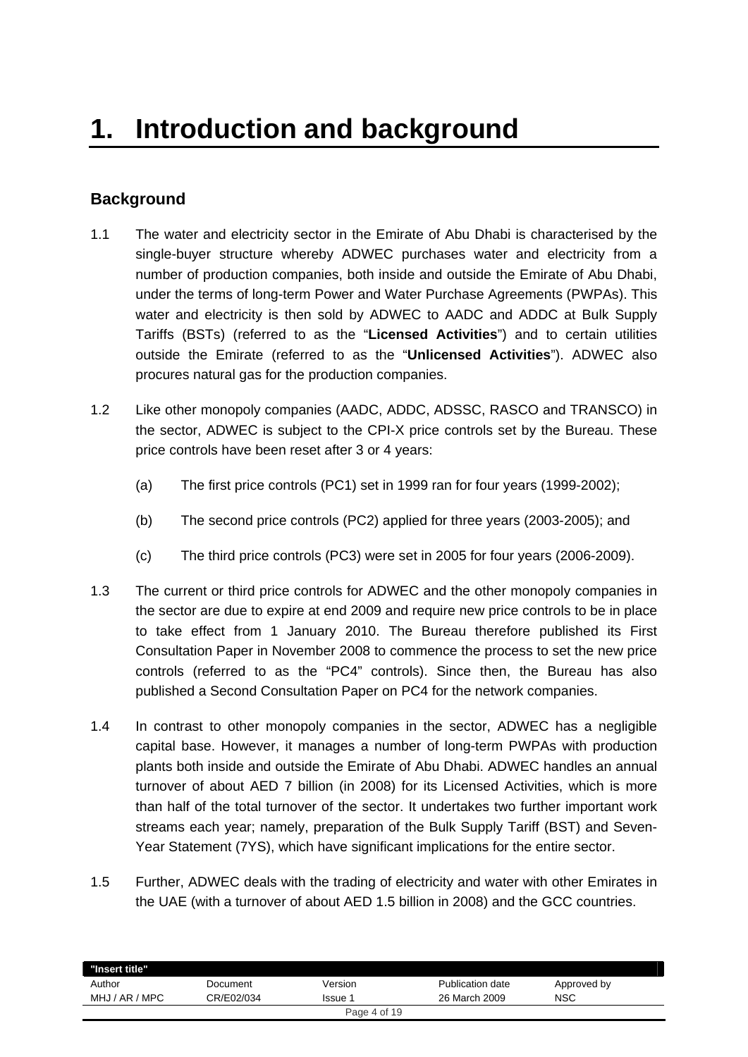# 1. Introduction and background

## Background

1.1 The water and electricity sector in the Emirate of Abu Dhabi is characterised by the single-buyer structure whereby ADWEC purchases water and electricity from a number of production companies, both inside and outside the Emirate of Abu Dhabi, under the terms of long-term Power and Water Purchase Agreements (PWPAs). This water and electricity is then sold by ADWEC to AADC and ADDC at Bulk Supply Tariffs (BSTs) (referred to as the "**Licensed Activities**") and to certain utilities outside the Emirate (referred to as the "**Unlicensed Activities**"). ADWEC also procures natural gas for the production companies.

1.2 Like other monopoly companies (AADC, ADDC, ADSSC, RASCO and TRANSCO) in the sector, ADWEC is subject to the CPI-X price controls set by the Bureau. These price controls have been reset after 3 or 4 years:

(a) The first price controls (PC1) set in 1999 ran for four years (1999-2002);

(b) The second price controls (PC2) applied for three years (2003-2005); and

(c) The third price controls (PC3) were set in 2005 for four years (2006-2009).

1.3 The current or third price controls for ADWEC and the other monopoly companies in the sector are due to expire at end 2009 and require new price controls to be in place to take effect from 1 January 2010. The Bureau therefore published its First Consultation Paper in November 2008 to commence the process to set the new price controls (referred to as the "PC4" controls). Since then, the Bureau has also published a Second Consultation Paper on PC4 for the network companies.

1.4 In contrast to other monopoly companies in the sector, ADWEC has a negligible capital base. However, it manages a number of long-term PWPAs with production plants both inside and outside the Emirate of Abu Dhabi. ADWEC handles an annual turnover of about AED 7 billion (in 2008) for its Licensed Activities, which is more than half of the total turnover of the sector. It undertakes two further important work streams each year; namely, preparation of the Bulk Supply Tariff (BST) and Seven-Year Statement (7YS), which have significant implications for the entire sector.

1.5 Further, ADWEC deals with the trading of electricity and water with other Emirates in the UAE (with a turnover of about AED 1.5 billion in 2008) and the GCC countries.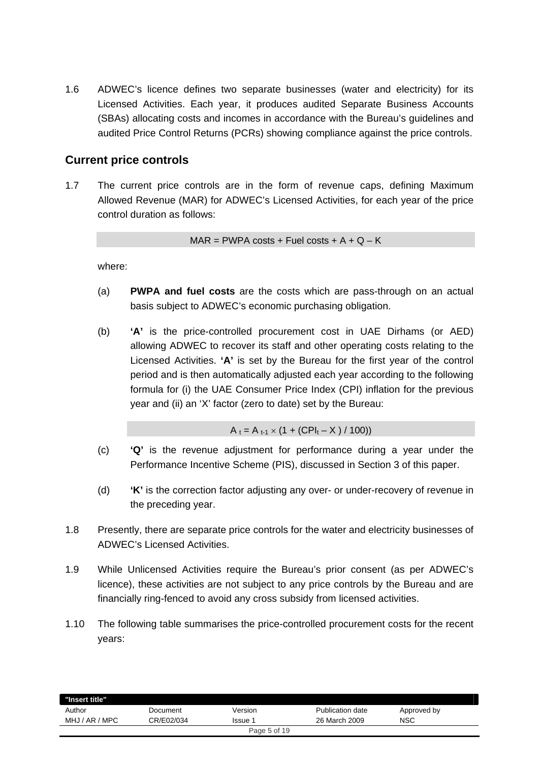1.6 ADWEC's licence defines two separate businesses (water and electricity) for its Licensed Activities. Each year, it produces audited Separate Business Accounts (SBAs) allocating costs and incomes in accordance with the Bureau's guidelines and audited Price Control Returns (PCRs) showing compliance against the price controls.

## Current price controls

1.7 The current price controls are in the form of revenue caps, defining Maximum Allowed Revenue (MAR) for ADWEC's Licensed Activities, for each year of the price control duration as follows:

$$MAR = \text{PWPA costs} + \text{Fuel costs} + A + Q - K$$

where:

(a) **PWPA and fuel costs** are the costs which are pass-through on an actual basis subject to ADWEC's economic purchasing obligation.

(b) **'A'** is the price-controlled procurement cost in UAE Dirhams (or AED) allowing ADWEC to recover its staff and other operating costs relating to the Licensed Activities. **'A'** is set by the Bureau for the first year of the control period and is then automatically adjusted each year according to the following formula for (i) the UAE Consumer Price Index (CPI) inflation for the previous year and (ii) an 'X' factor (zero to date) set by the Bureau:

$$A_t = A_{t-1} \times (1 + (CPI_t - X) / 100))$$

(c) **'Q'** is the revenue adjustment for performance during a year under the Performance Incentive Scheme (PIS), discussed in Section 3 of this paper.

(d) **'K'** is the correction factor adjusting any over- or under-recovery of revenue in the preceding year.

1.8 Presently, there are separate price controls for the water and electricity businesses of ADWEC's Licensed Activities.

1.9 While Unlicensed Activities require the Bureau's prior consent (as per ADWEC's licence), these activities are not subject to any price controls by the Bureau and are financially ring-fenced to avoid any cross subsidy from licensed activities.

1.10 The following table summarises the price-controlled procurement costs for the recent years: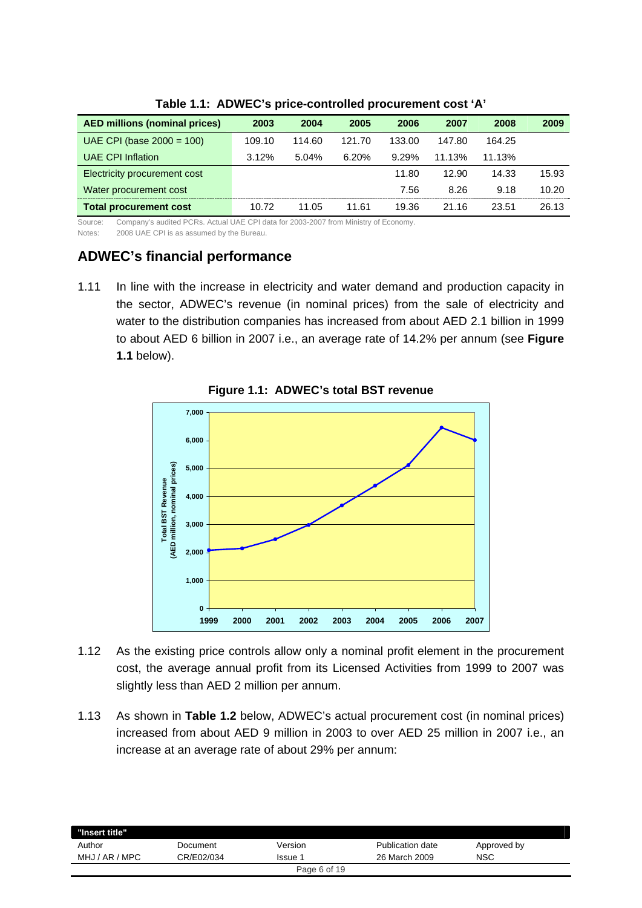**Table 1.1: ADWEC's price-controlled procurement cost 'A'**

| AED millions (nominal prices) | 2003 | 2004 | 2005 | 2006 | 2007 | 2008 | 2009 |
|---|---|---|---|---|---|---|---|
| UAE CPI (base 2000 = 100) | 109.10 | 114.60 | 121.70 | 133.00 | 147.80 | 164.25 | |
| UAE CPI Inflation | 3.12% | 5.04% | 6.20% | 9.29% | 11.13% | 11.13% | |
| Electricity procurement cost | | | | 11.80 | 12.90 | 14.33 | 15.93 |
| Water procurement cost | | | | 7.56 | 8.26 | 9.18 | 10.20 |
| **Total procurement cost** | 10.72 | 11.05 | 11.61 | 19.36 | 21.16 | 23.51 | 26.13 |

Source: Company's audited PCRs. Actual UAE CPI data for 2003-2007 from Ministry of Economy.
Notes: 2008 UAE CPI is as assumed by the Bureau.

## ADWEC's financial performance

1.11 In line with the increase in electricity and water demand and production capacity in the sector, ADWEC's revenue (in nominal prices) from the sale of electricity and water to the distribution companies has increased from about AED 2.1 billion in 1999 to about AED 6 billion in 2007 i.e., an average rate of 14.2% per annum (see **Figure 1.1** below).

**Figure 1.1: ADWEC's total BST revenue**

1.12 As the existing price controls allow only a nominal profit element in the procurement cost, the average annual profit from its Licensed Activities from 1999 to 2007 was slightly less than AED 2 million per annum.

1.13 As shown in **Table 1.2** below, ADWEC's actual procurement cost (in nominal prices) increased from about AED 9 million in 2003 to over AED 25 million in 2007 i.e., an increase at an average rate of about 29% per annum: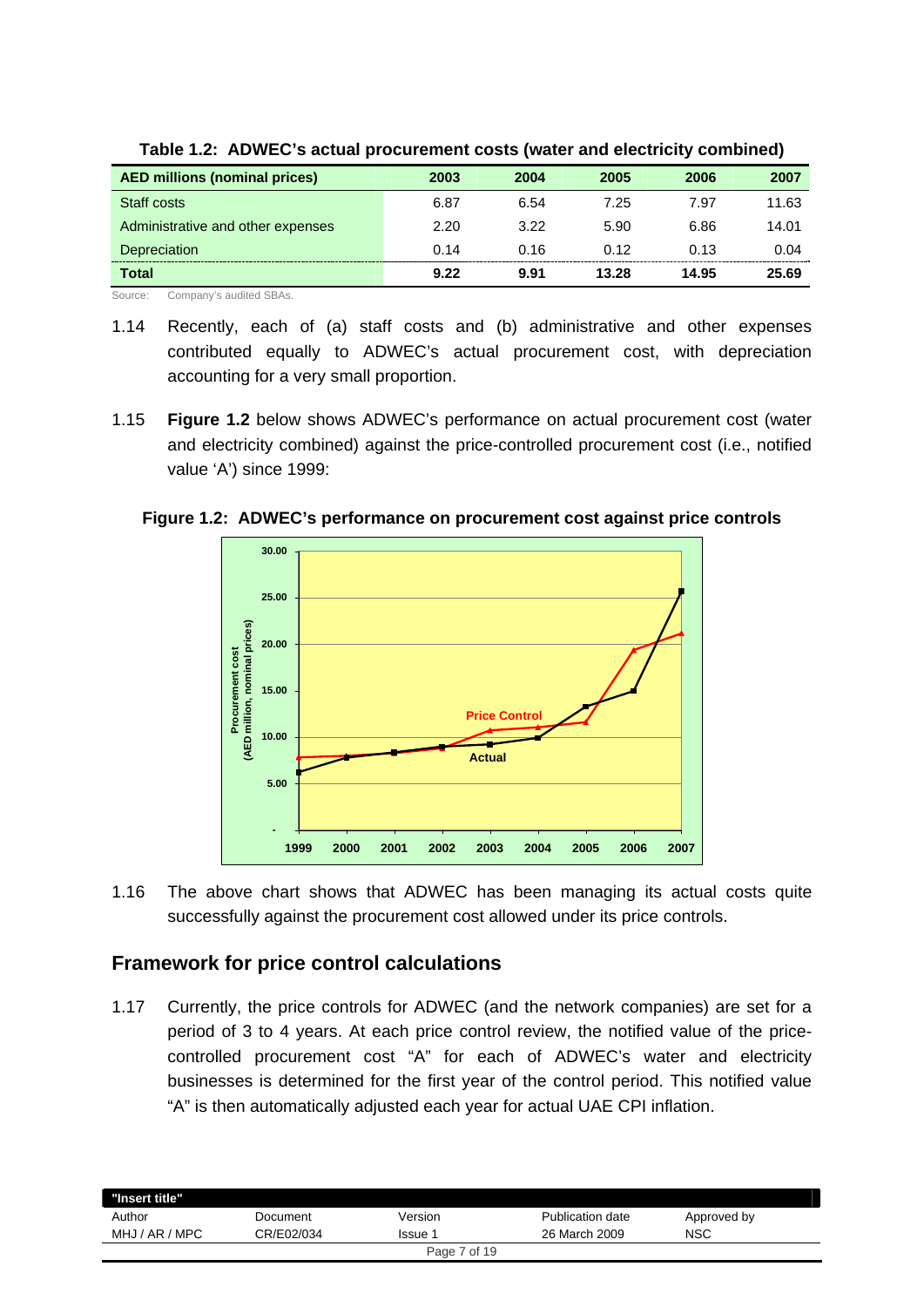**Table 1.2: ADWEC's actual procurement costs (water and electricity combined)**

| AED millions (nominal prices) | 2003 | 2004 | 2005 | 2006 | 2007 |
|---|---|---|---|---|---|
| Staff costs | 6.87 | 6.54 | 7.25 | 7.97 | 11.63 |
| Administrative and other expenses | 2.20 | 3.22 | 5.90 | 6.86 | 14.01 |
| Depreciation | 0.14 | 0.16 | 0.12 | 0.13 | 0.04 |
| **Total** | **9.22** | **9.91** | **13.28** | **14.95** | **25.69** |

Source: Company's audited SBAs.

1.14 Recently, each of (a) staff costs and (b) administrative and other expenses contributed equally to ADWEC's actual procurement cost, with depreciation accounting for a very small proportion.

1.15 **Figure 1.2** below shows ADWEC's performance on actual procurement cost (water and electricity combined) against the price-controlled procurement cost (i.e., notified value 'A') since 1999:

**Figure 1.2: ADWEC's performance on procurement cost against price controls**

1.16 The above chart shows that ADWEC has been managing its actual costs quite successfully against the procurement cost allowed under its price controls.

## Framework for price control calculations

1.17 Currently, the price controls for ADWEC (and the network companies) are set for a period of 3 to 4 years. At each price control review, the notified value of the price-controlled procurement cost "A" for each of ADWEC's water and electricity businesses is determined for the first year of the control period. This notified value "A" is then automatically adjusted each year for actual UAE CPI inflation.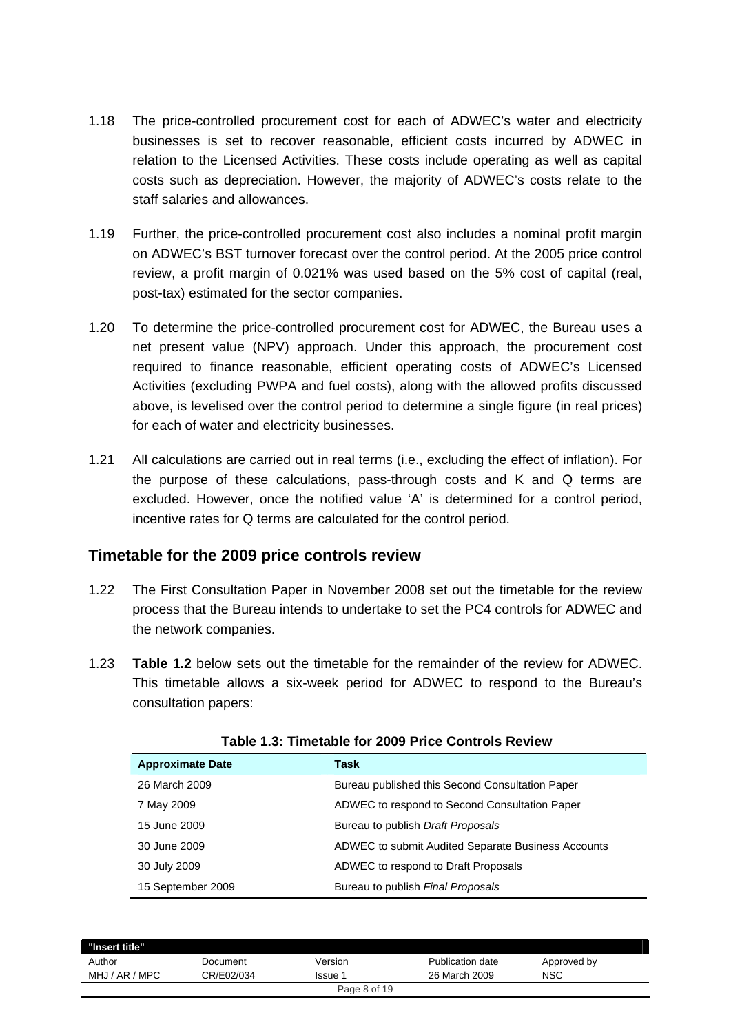1.18 The price-controlled procurement cost for each of ADWEC's water and electricity businesses is set to recover reasonable, efficient costs incurred by ADWEC in relation to the Licensed Activities. These costs include operating as well as capital costs such as depreciation. However, the majority of ADWEC's costs relate to the staff salaries and allowances.

1.19 Further, the price-controlled procurement cost also includes a nominal profit margin on ADWEC's BST turnover forecast over the control period. At the 2005 price control review, a profit margin of 0.021% was used based on the 5% cost of capital (real, post-tax) estimated for the sector companies.

1.20 To determine the price-controlled procurement cost for ADWEC, the Bureau uses a net present value (NPV) approach. Under this approach, the procurement cost required to finance reasonable, efficient operating costs of ADWEC's Licensed Activities (excluding PWPA and fuel costs), along with the allowed profits discussed above, is levelised over the control period to determine a single figure (in real prices) for each of water and electricity businesses.

1.21 All calculations are carried out in real terms (i.e., excluding the effect of inflation). For the purpose of these calculations, pass-through costs and K and Q terms are excluded. However, once the notified value 'A' is determined for a control period, incentive rates for Q terms are calculated for the control period.

## Timetable for the 2009 price controls review

1.22 The First Consultation Paper in November 2008 set out the timetable for the review process that the Bureau intends to undertake to set the PC4 controls for ADWEC and the network companies.

1.23 **Table 1.2** below sets out the timetable for the remainder of the review for ADWEC. This timetable allows a six-week period for ADWEC to respond to the Bureau's consultation papers:

**Table 1.3: Timetable for 2009 Price Controls Review**

| Approximate Date | Task |
|---|---|
| 26 March 2009 | Bureau published this Second Consultation Paper |
| 7 May 2009 | ADWEC to respond to Second Consultation Paper |
| 15 June 2009 | Bureau to publish *Draft Proposals* |
| 30 June 2009 | ADWEC to submit Audited Separate Business Accounts |
| 30 July 2009 | ADWEC to respond to Draft Proposals |
| 15 September 2009 | Bureau to publish *Final Proposals* |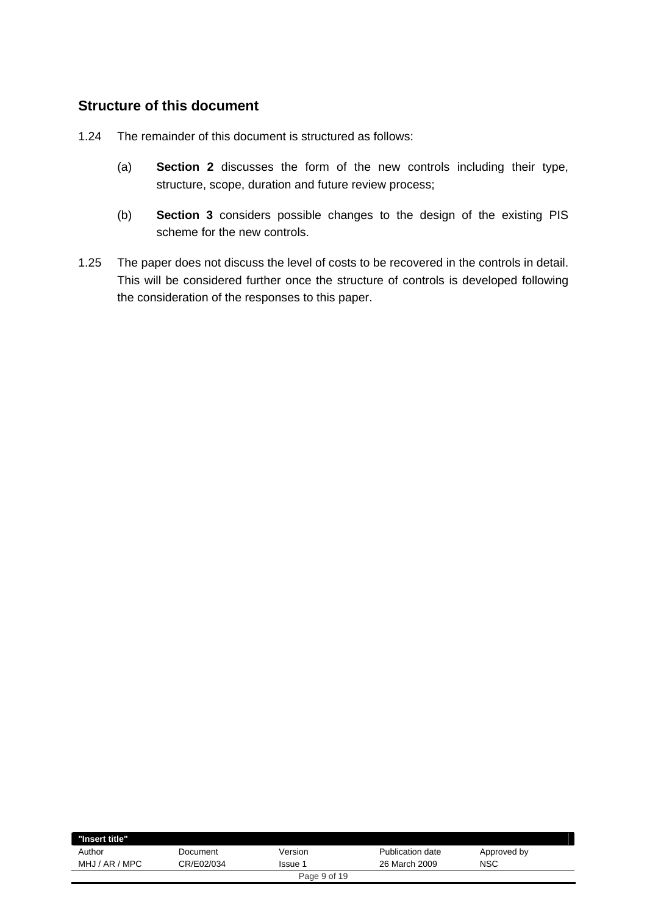## Structure of this document

1.24 The remainder of this document is structured as follows:

(a) **Section 2** discusses the form of the new controls including their type, structure, scope, duration and future review process;

(b) **Section 3** considers possible changes to the design of the existing PIS scheme for the new controls.

1.25 The paper does not discuss the level of costs to be recovered in the controls in detail. This will be considered further once the structure of controls is developed following the consideration of the responses to this paper.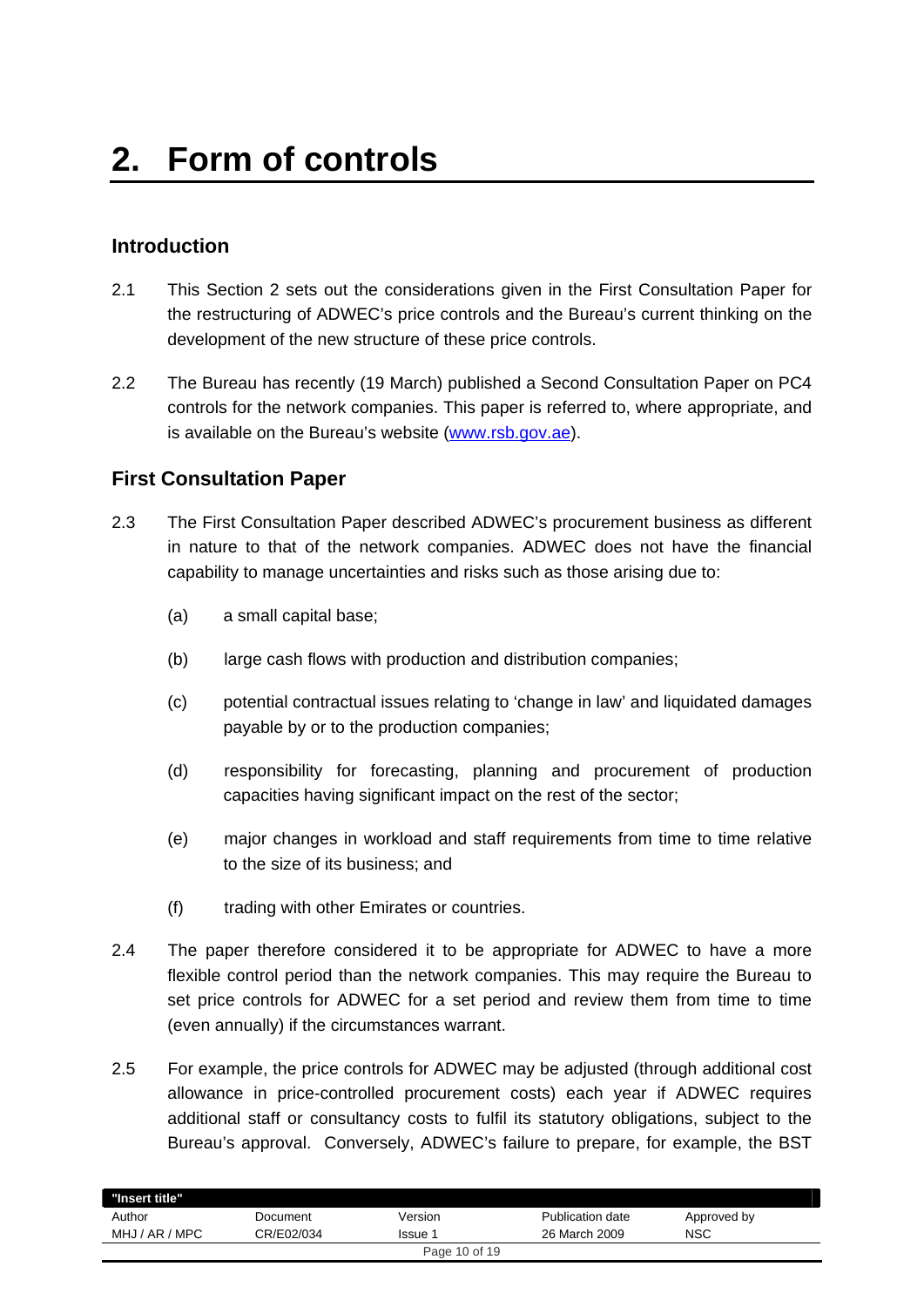# 2. Form of controls

## Introduction

2.1 This Section 2 sets out the considerations given in the First Consultation Paper for the restructuring of ADWEC's price controls and the Bureau's current thinking on the development of the new structure of these price controls.

2.2 The Bureau has recently (19 March) published a Second Consultation Paper on PC4 controls for the network companies. This paper is referred to, where appropriate, and is available on the Bureau's website (www.rsb.gov.ae).

## First Consultation Paper

2.3 The First Consultation Paper described ADWEC's procurement business as different in nature to that of the network companies. ADWEC does not have the financial capability to manage uncertainties and risks such as those arising due to:

(a) a small capital base;

(b) large cash flows with production and distribution companies;

(c) potential contractual issues relating to 'change in law' and liquidated damages payable by or to the production companies;

(d) responsibility for forecasting, planning and procurement of production capacities having significant impact on the rest of the sector;

(e) major changes in workload and staff requirements from time to time relative to the size of its business; and

(f) trading with other Emirates or countries.

2.4 The paper therefore considered it to be appropriate for ADWEC to have a more flexible control period than the network companies. This may require the Bureau to set price controls for ADWEC for a set period and review them from time to time (even annually) if the circumstances warrant.

2.5 For example, the price controls for ADWEC may be adjusted (through additional cost allowance in price-controlled procurement costs) each year if ADWEC requires additional staff or consultancy costs to fulfil its statutory obligations, subject to the Bureau's approval. Conversely, ADWEC's failure to prepare, for example, the BST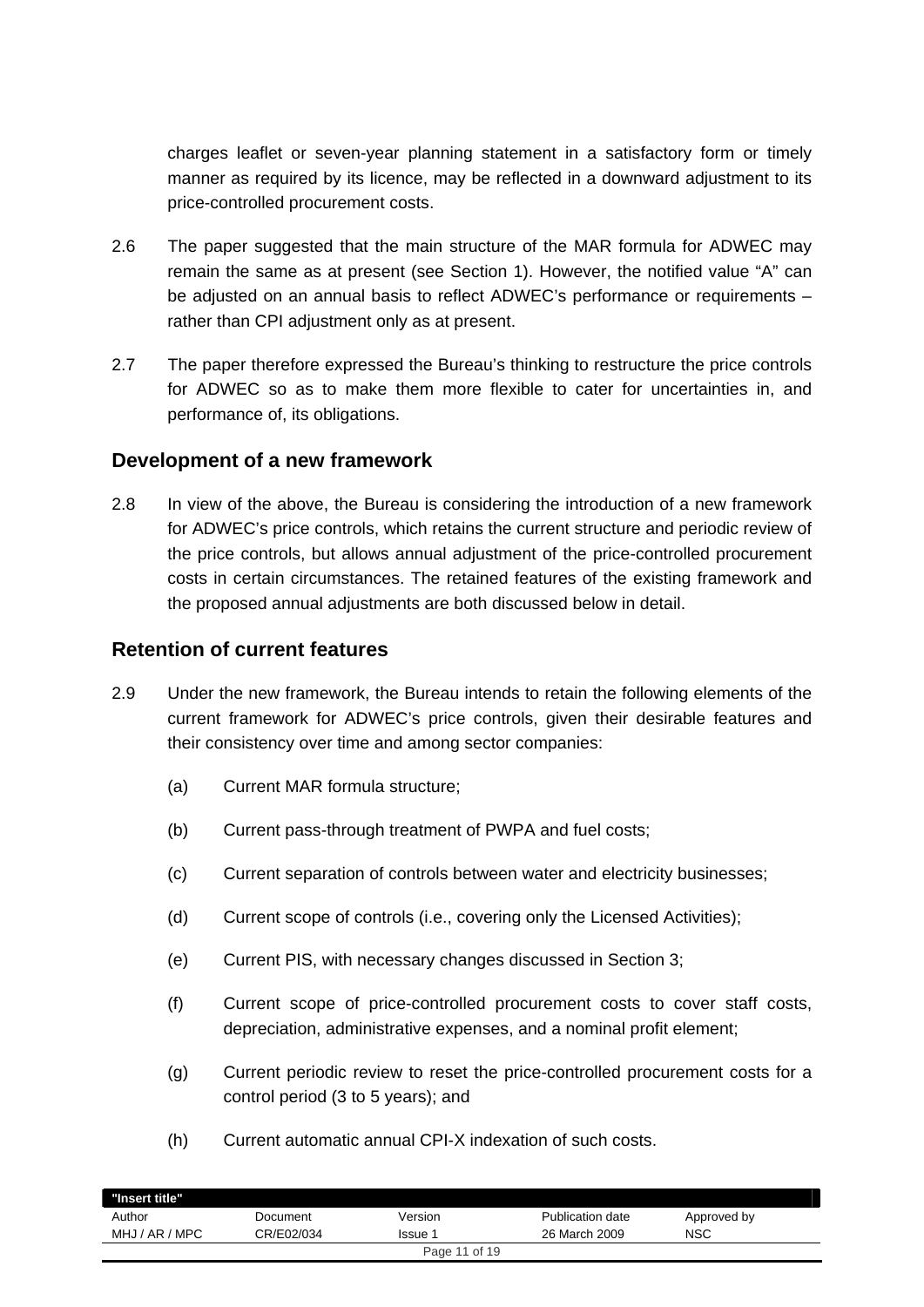charges leaflet or seven-year planning statement in a satisfactory form or timely manner as required by its licence, may be reflected in a downward adjustment to its price-controlled procurement costs.

2.6 The paper suggested that the main structure of the MAR formula for ADWEC may remain the same as at present (see Section 1). However, the notified value "A" can be adjusted on an annual basis to reflect ADWEC's performance or requirements – rather than CPI adjustment only as at present.

2.7 The paper therefore expressed the Bureau's thinking to restructure the price controls for ADWEC so as to make them more flexible to cater for uncertainties in, and performance of, its obligations.

## Development of a new framework

2.8 In view of the above, the Bureau is considering the introduction of a new framework for ADWEC's price controls, which retains the current structure and periodic review of the price controls, but allows annual adjustment of the price-controlled procurement costs in certain circumstances. The retained features of the existing framework and the proposed annual adjustments are both discussed below in detail.

## Retention of current features

2.9 Under the new framework, the Bureau intends to retain the following elements of the current framework for ADWEC's price controls, given their desirable features and their consistency over time and among sector companies:

(a) Current MAR formula structure;

(b) Current pass-through treatment of PWPA and fuel costs;

(c) Current separation of controls between water and electricity businesses;

(d) Current scope of controls (i.e., covering only the Licensed Activities);

(e) Current PIS, with necessary changes discussed in Section 3;

(f) Current scope of price-controlled procurement costs to cover staff costs, depreciation, administrative expenses, and a nominal profit element;

(g) Current periodic review to reset the price-controlled procurement costs for a control period (3 to 5 years); and

(h) Current automatic annual CPI-X indexation of such costs.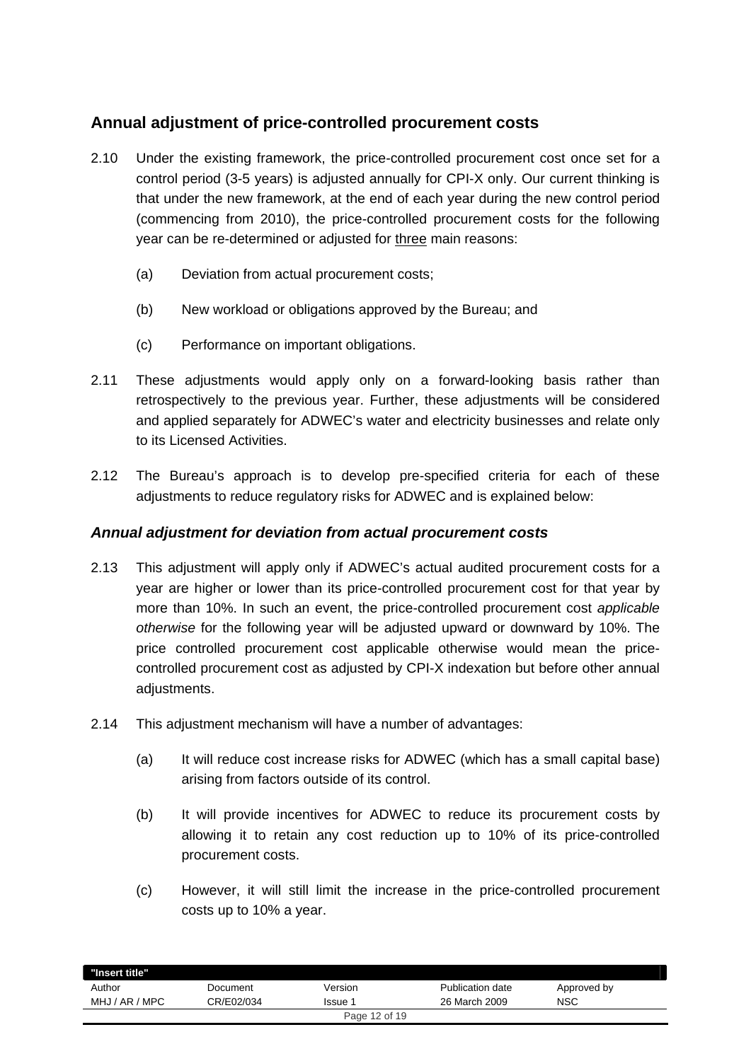## Annual adjustment of price-controlled procurement costs

2.10 Under the existing framework, the price-controlled procurement cost once set for a control period (3-5 years) is adjusted annually for CPI-X only. Our current thinking is that under the new framework, at the end of each year during the new control period (commencing from 2010), the price-controlled procurement costs for the following year can be re-determined or adjusted for <u>three</u> main reasons:

(a) Deviation from actual procurement costs;

(b) New workload or obligations approved by the Bureau; and

(c) Performance on important obligations.

2.11 These adjustments would apply only on a forward-looking basis rather than retrospectively to the previous year. Further, these adjustments will be considered and applied separately for ADWEC's water and electricity businesses and relate only to its Licensed Activities.

2.12 The Bureau's approach is to develop pre-specified criteria for each of these adjustments to reduce regulatory risks for ADWEC and is explained below:

### *Annual adjustment for deviation from actual procurement costs*

2.13 This adjustment will apply only if ADWEC's actual audited procurement costs for a year are higher or lower than its price-controlled procurement cost for that year by more than 10%. In such an event, the price-controlled procurement cost *applicable otherwise* for the following year will be adjusted upward or downward by 10%. The price controlled procurement cost applicable otherwise would mean the price-controlled procurement cost as adjusted by CPI-X indexation but before other annual adjustments.

2.14 This adjustment mechanism will have a number of advantages:

(a) It will reduce cost increase risks for ADWEC (which has a small capital base) arising from factors outside of its control.

(b) It will provide incentives for ADWEC to reduce its procurement costs by allowing it to retain any cost reduction up to 10% of its price-controlled procurement costs.

(c) However, it will still limit the increase in the price-controlled procurement costs up to 10% a year.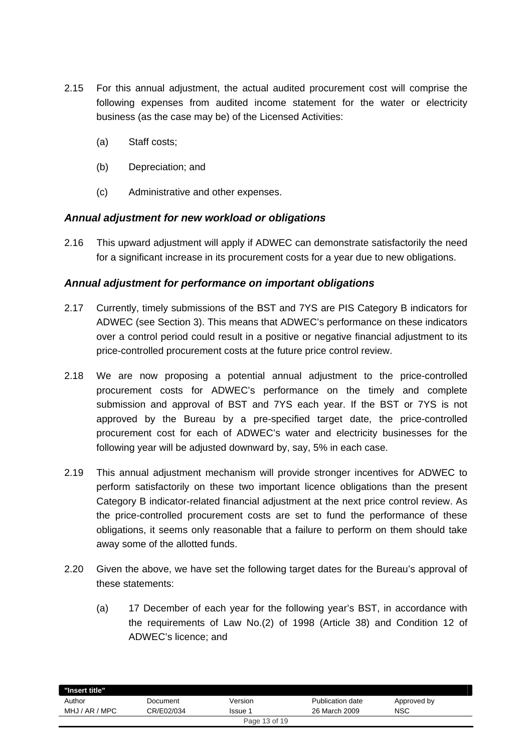2.15 For this annual adjustment, the actual audited procurement cost will comprise the following expenses from audited income statement for the water or electricity business (as the case may be) of the Licensed Activities:

 (a) Staff costs;

 (b) Depreciation; and

 (c) Administrative and other expenses.

### *Annual adjustment for new workload or obligations*

2.16 This upward adjustment will apply if ADWEC can demonstrate satisfactorily the need for a significant increase in its procurement costs for a year due to new obligations.

### *Annual adjustment for performance on important obligations*

2.17 Currently, timely submissions of the BST and 7YS are PIS Category B indicators for ADWEC (see Section 3). This means that ADWEC's performance on these indicators over a control period could result in a positive or negative financial adjustment to its price-controlled procurement costs at the future price control review.

2.18 We are now proposing a potential annual adjustment to the price-controlled procurement costs for ADWEC's performance on the timely and complete submission and approval of BST and 7YS each year. If the BST or 7YS is not approved by the Bureau by a pre-specified target date, the price-controlled procurement cost for each of ADWEC's water and electricity businesses for the following year will be adjusted downward by, say, 5% in each case.

2.19 This annual adjustment mechanism will provide stronger incentives for ADWEC to perform satisfactorily on these two important licence obligations than the present Category B indicator-related financial adjustment at the next price control review. As the price-controlled procurement costs are set to fund the performance of these obligations, it seems only reasonable that a failure to perform on them should take away some of the allotted funds.

2.20 Given the above, we have set the following target dates for the Bureau's approval of these statements:

 (a) 17 December of each year for the following year's BST, in accordance with the requirements of Law No.(2) of 1998 (Article 38) and Condition 12 of ADWEC's licence; and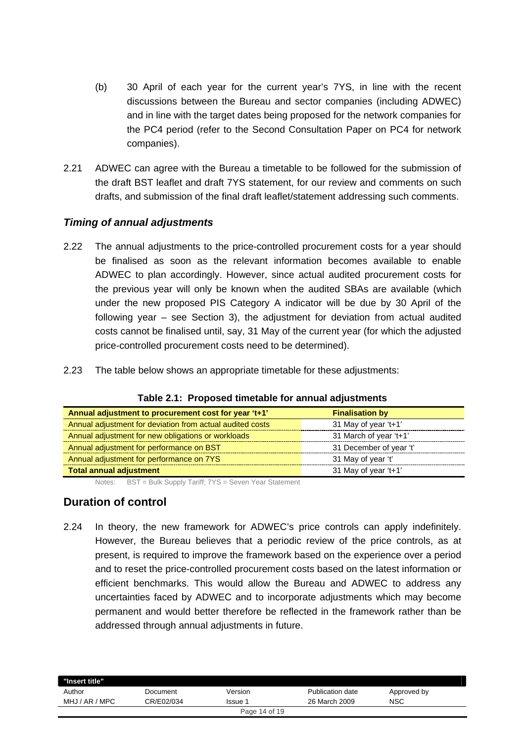(b) 30 April of each year for the current year's 7YS, in line with the recent discussions between the Bureau and sector companies (including ADWEC) and in line with the target dates being proposed for the network companies for the PC4 period (refer to the Second Consultation Paper on PC4 for network companies).

2.21 ADWEC can agree with the Bureau a timetable to be followed for the submission of the draft BST leaflet and draft 7YS statement, for our review and comments on such drafts, and submission of the final draft leaflet/statement addressing such comments.

### *Timing of annual adjustments*

2.22 The annual adjustments to the price-controlled procurement costs for a year should be finalised as soon as the relevant information becomes available to enable ADWEC to plan accordingly. However, since actual audited procurement costs for the previous year will only be known when the audited SBAs are available (which under the new proposed PIS Category A indicator will be due by 30 April of the following year – see Section 3), the adjustment for deviation from actual audited costs cannot be finalised until, say, 31 May of the current year (for which the adjusted price-controlled procurement costs need to be determined).

2.23 The table below shows an appropriate timetable for these adjustments:

**Table 2.1: Proposed timetable for annual adjustments**

| Annual adjustment to procurement cost for year 't+1' | Finalisation by |
|---|---|
| Annual adjustment for deviation from actual audited costs | 31 May of year 't+1' |
| Annual adjustment for new obligations or workloads | 31 March of year 't+1' |
| Annual adjustment for performance on BST | 31 December of year 't' |
| Annual adjustment for performance on 7YS | 31 May of year 't' |
| **Total annual adjustment** | 31 May of year 't+1' |

Notes: BST = Bulk Supply Tariff; 7YS = Seven Year Statement

## Duration of control

2.24 In theory, the new framework for ADWEC's price controls can apply indefinitely. However, the Bureau believes that a periodic review of the price controls, as at present, is required to improve the framework based on the experience over a period and to reset the price-controlled procurement costs based on the latest information or efficient benchmarks. This would allow the Bureau and ADWEC to address any uncertainties faced by ADWEC and to incorporate adjustments which may become permanent and would better therefore be reflected in the framework rather than be addressed through annual adjustments in future.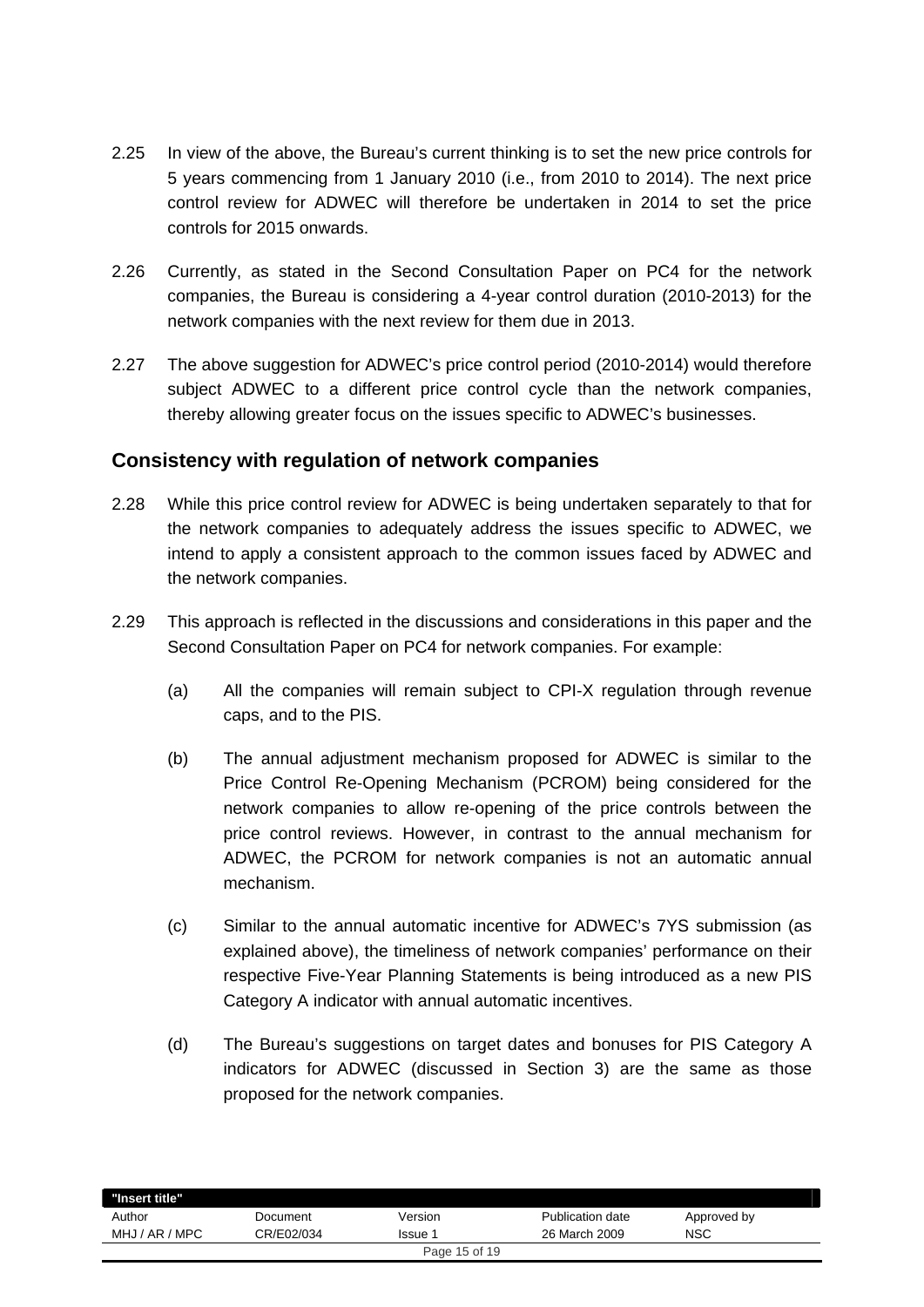2.25 In view of the above, the Bureau's current thinking is to set the new price controls for 5 years commencing from 1 January 2010 (i.e., from 2010 to 2014). The next price control review for ADWEC will therefore be undertaken in 2014 to set the price controls for 2015 onwards.

2.26 Currently, as stated in the Second Consultation Paper on PC4 for the network companies, the Bureau is considering a 4-year control duration (2010-2013) for the network companies with the next review for them due in 2013.

2.27 The above suggestion for ADWEC's price control period (2010-2014) would therefore subject ADWEC to a different price control cycle than the network companies, thereby allowing greater focus on the issues specific to ADWEC's businesses.

## Consistency with regulation of network companies

2.28 While this price control review for ADWEC is being undertaken separately to that for the network companies to adequately address the issues specific to ADWEC, we intend to apply a consistent approach to the common issues faced by ADWEC and the network companies.

2.29 This approach is reflected in the discussions and considerations in this paper and the Second Consultation Paper on PC4 for network companies. For example:

(a) All the companies will remain subject to CPI-X regulation through revenue caps, and to the PIS.

(b) The annual adjustment mechanism proposed for ADWEC is similar to the Price Control Re-Opening Mechanism (PCROM) being considered for the network companies to allow re-opening of the price controls between the price control reviews. However, in contrast to the annual mechanism for ADWEC, the PCROM for network companies is not an automatic annual mechanism.

(c) Similar to the annual automatic incentive for ADWEC's 7YS submission (as explained above), the timeliness of network companies' performance on their respective Five-Year Planning Statements is being introduced as a new PIS Category A indicator with annual automatic incentives.

(d) The Bureau's suggestions on target dates and bonuses for PIS Category A indicators for ADWEC (discussed in Section 3) are the same as those proposed for the network companies.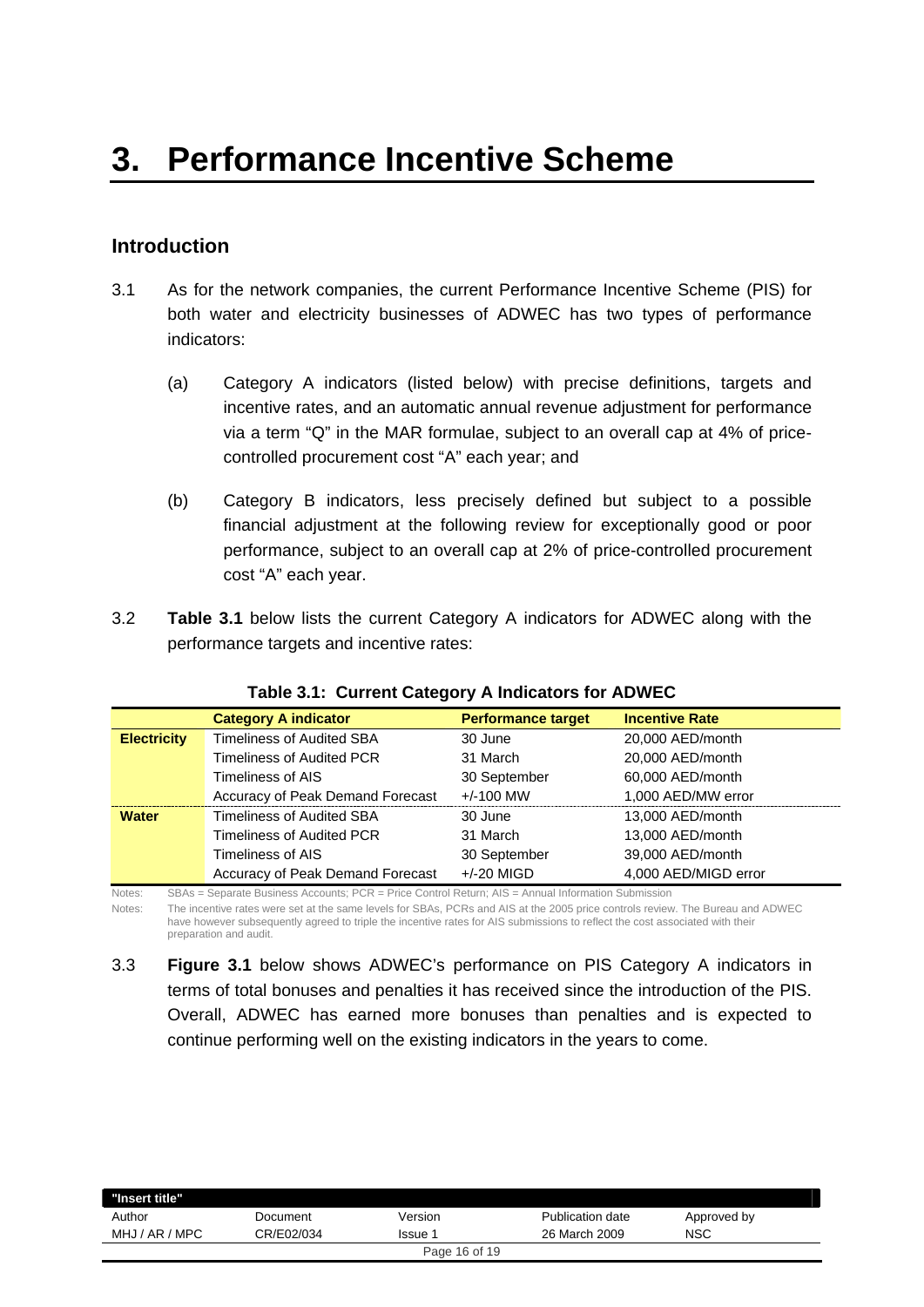# 3. Performance Incentive Scheme

## Introduction

3.1 As for the network companies, the current Performance Incentive Scheme (PIS) for both water and electricity businesses of ADWEC has two types of performance indicators:

(a) Category A indicators (listed below) with precise definitions, targets and incentive rates, and an automatic annual revenue adjustment for performance via a term "Q" in the MAR formulae, subject to an overall cap at 4% of price-controlled procurement cost "A" each year; and

(b) Category B indicators, less precisely defined but subject to a possible financial adjustment at the following review for exceptionally good or poor performance, subject to an overall cap at 2% of price-controlled procurement cost "A" each year.

3.2 **Table 3.1** below lists the current Category A indicators for ADWEC along with the performance targets and incentive rates:

**Table 3.1: Current Category A Indicators for ADWEC**

| | Category A indicator | Performance target | Incentive Rate |
|---|---|---|---|
| **Electricity** | Timeliness of Audited SBA | 30 June | 20,000 AED/month |
| | Timeliness of Audited PCR | 31 March | 20,000 AED/month |
| | Timeliness of AIS | 30 September | 60,000 AED/month |
| | Accuracy of Peak Demand Forecast | +/-100 MW | 1,000 AED/MW error |
| **Water** | Timeliness of Audited SBA | 30 June | 13,000 AED/month |
| | Timeliness of Audited PCR | 31 March | 13,000 AED/month |
| | Timeliness of AIS | 30 September | 39,000 AED/month |
| | Accuracy of Peak Demand Forecast | +/-20 MIGD | 4,000 AED/MIGD error |

Notes: SBAs = Separate Business Accounts; PCR = Price Control Return; AIS = Annual Information Submission

Notes: The incentive rates were set at the same levels for SBAs, PCRs and AIS at the 2005 price controls review. The Bureau and ADWEC have however subsequently agreed to triple the incentive rates for AIS submissions to reflect the cost associated with their preparation and audit.

3.3 **Figure 3.1** below shows ADWEC's performance on PIS Category A indicators in terms of total bonuses and penalties it has received since the introduction of the PIS. Overall, ADWEC has earned more bonuses than penalties and is expected to continue performing well on the existing indicators in the years to come.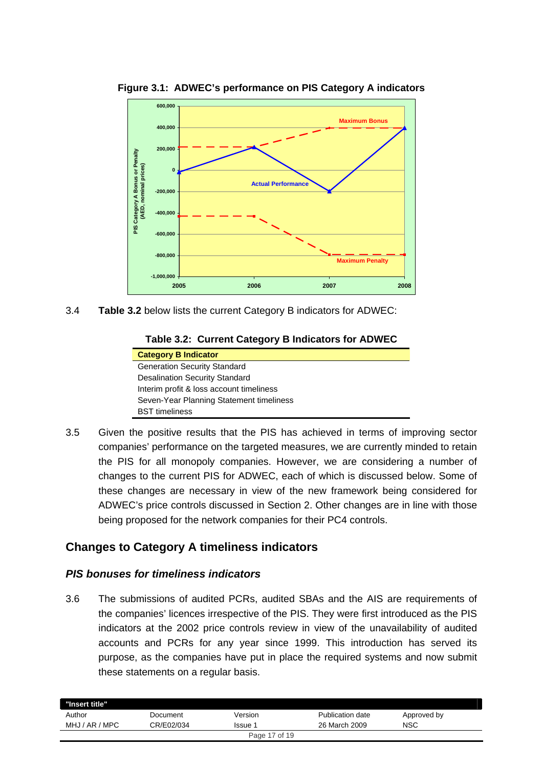**Figure 3.1: ADWEC's performance on PIS Category A indicators**

3.4 **Table 3.2** below lists the current Category B indicators for ADWEC:

**Table 3.2: Current Category B Indicators for ADWEC**

| Category B Indicator |
|---|
| Generation Security Standard |
| Desalination Security Standard |
| Interim profit & loss account timeliness |
| Seven-Year Planning Statement timeliness |
| BST timeliness |

3.5 Given the positive results that the PIS has achieved in terms of improving sector companies' performance on the targeted measures, we are currently minded to retain the PIS for all monopoly companies. However, we are considering a number of changes to the current PIS for ADWEC, each of which is discussed below. Some of these changes are necessary in view of the new framework being considered for ADWEC's price controls discussed in Section 2. Other changes are in line with those being proposed for the network companies for their PC4 controls.

## Changes to Category A timeliness indicators

### *PIS bonuses for timeliness indicators*

3.6 The submissions of audited PCRs, audited SBAs and the AIS are requirements of the companies' licences irrespective of the PIS. They were first introduced as the PIS indicators at the 2002 price controls review in view of the unavailability of audited accounts and PCRs for any year since 1999. This introduction has served its purpose, as the companies have put in place the required systems and now submit these statements on a regular basis.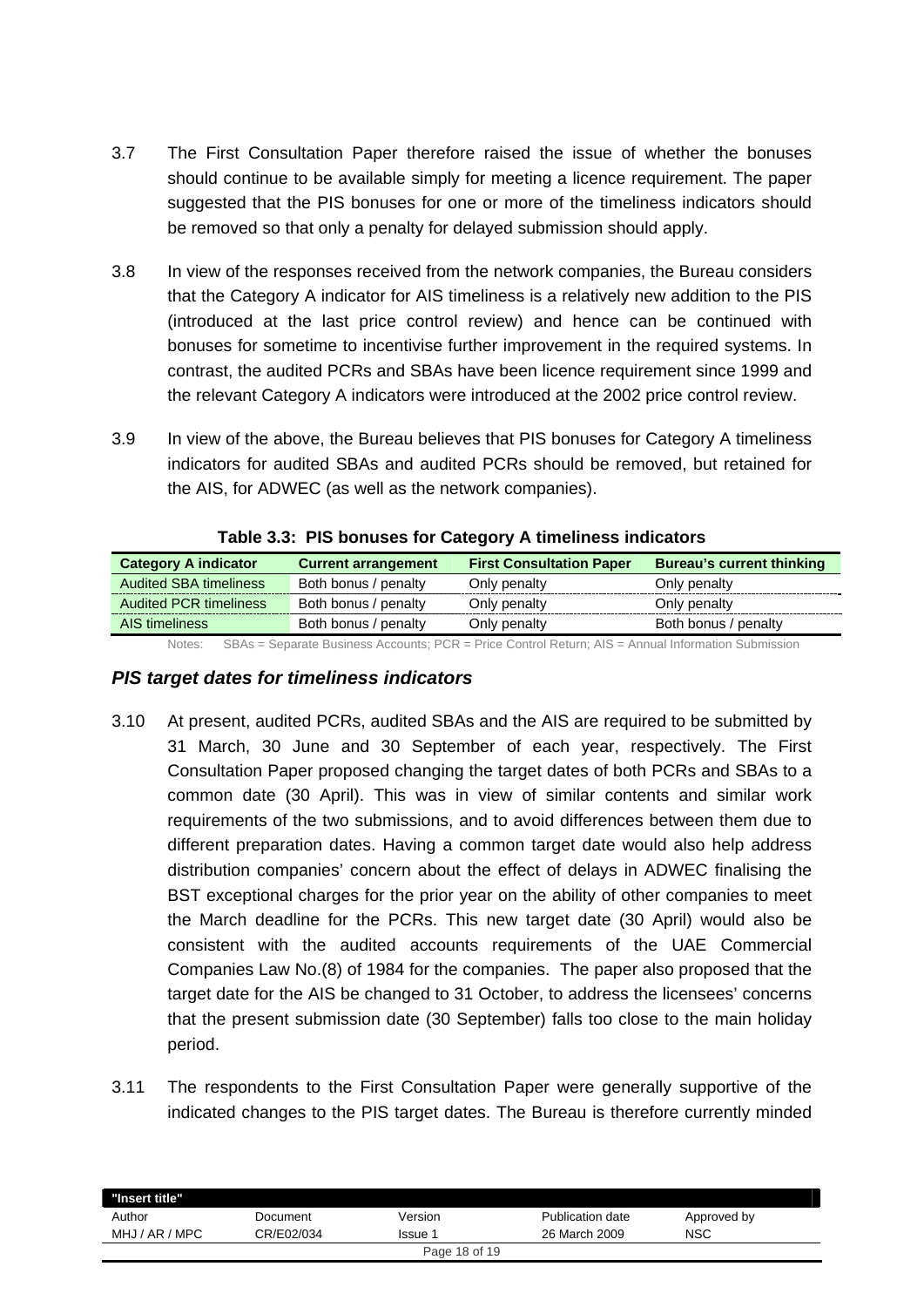3.7 The First Consultation Paper therefore raised the issue of whether the bonuses should continue to be available simply for meeting a licence requirement. The paper suggested that the PIS bonuses for one or more of the timeliness indicators should be removed so that only a penalty for delayed submission should apply.

3.8 In view of the responses received from the network companies, the Bureau considers that the Category A indicator for AIS timeliness is a relatively new addition to the PIS (introduced at the last price control review) and hence can be continued with bonuses for sometime to incentivise further improvement in the required systems. In contrast, the audited PCRs and SBAs have been licence requirement since 1999 and the relevant Category A indicators were introduced at the 2002 price control review.

3.9 In view of the above, the Bureau believes that PIS bonuses for Category A timeliness indicators for audited SBAs and audited PCRs should be removed, but retained for the AIS, for ADWEC (as well as the network companies).

**Table 3.3: PIS bonuses for Category A timeliness indicators**

| Category A indicator | Current arrangement | First Consultation Paper | Bureau's current thinking |
|---|---|---|---|
| Audited SBA timeliness | Both bonus / penalty | Only penalty | Only penalty |
| Audited PCR timeliness | Both bonus / penalty | Only penalty | Only penalty |
| AIS timeliness | Both bonus / penalty | Only penalty | Both bonus / penalty |

Notes: SBAs = Separate Business Accounts; PCR = Price Control Return; AIS = Annual Information Submission

### *PIS target dates for timeliness indicators*

3.10 At present, audited PCRs, audited SBAs and the AIS are required to be submitted by 31 March, 30 June and 30 September of each year, respectively. The First Consultation Paper proposed changing the target dates of both PCRs and SBAs to a common date (30 April). This was in view of similar contents and similar work requirements of the two submissions, and to avoid differences between them due to different preparation dates. Having a common target date would also help address distribution companies' concern about the effect of delays in ADWEC finalising the BST exceptional charges for the prior year on the ability of other companies to meet the March deadline for the PCRs. This new target date (30 April) would also be consistent with the audited accounts requirements of the UAE Commercial Companies Law No.(8) of 1984 for the companies. The paper also proposed that the target date for the AIS be changed to 31 October, to address the licensees' concerns that the present submission date (30 September) falls too close to the main holiday period.

3.11 The respondents to the First Consultation Paper were generally supportive of the indicated changes to the PIS target dates. The Bureau is therefore currently minded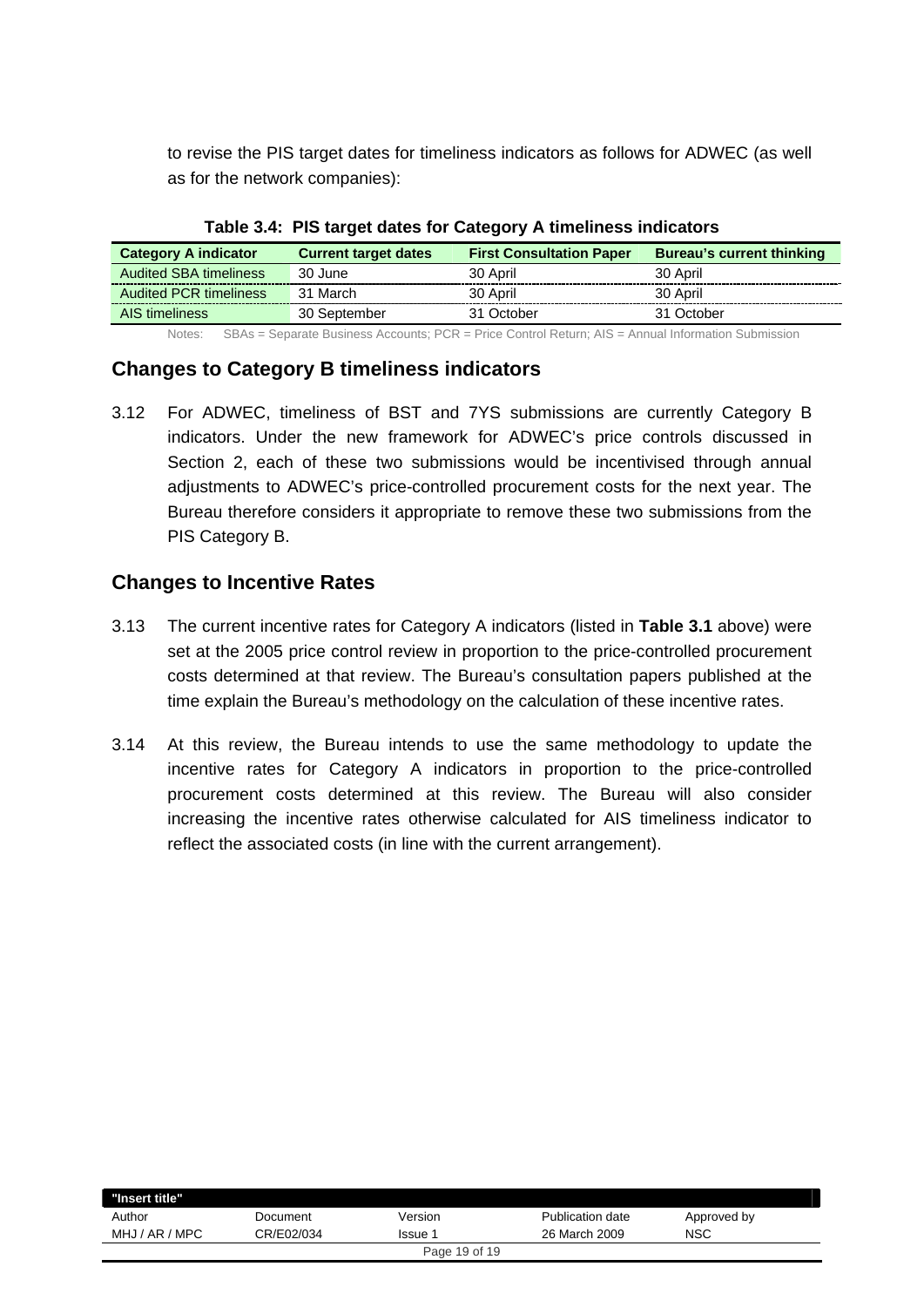to revise the PIS target dates for timeliness indicators as follows for ADWEC (as well as for the network companies):

**Table 3.4: PIS target dates for Category A timeliness indicators**

| Category A indicator | Current target dates | First Consultation Paper | Bureau's current thinking |
|---|---|---|---|
| Audited SBA timeliness | 30 June | 30 April | 30 April |
| Audited PCR timeliness | 31 March | 30 April | 30 April |
| AIS timeliness | 30 September | 31 October | 31 October |

Notes: SBAs = Separate Business Accounts; PCR = Price Control Return; AIS = Annual Information Submission

## Changes to Category B timeliness indicators

3.12 For ADWEC, timeliness of BST and 7YS submissions are currently Category B indicators. Under the new framework for ADWEC's price controls discussed in Section 2, each of these two submissions would be incentivised through annual adjustments to ADWEC's price-controlled procurement costs for the next year. The Bureau therefore considers it appropriate to remove these two submissions from the PIS Category B.

## Changes to Incentive Rates

3.13 The current incentive rates for Category A indicators (listed in **Table 3.1** above) were set at the 2005 price control review in proportion to the price-controlled procurement costs determined at that review. The Bureau's consultation papers published at the time explain the Bureau's methodology on the calculation of these incentive rates.

3.14 At this review, the Bureau intends to use the same methodology to update the incentive rates for Category A indicators in proportion to the price-controlled procurement costs determined at this review. The Bureau will also consider increasing the incentive rates otherwise calculated for AIS timeliness indicator to reflect the associated costs (in line with the current arrangement).